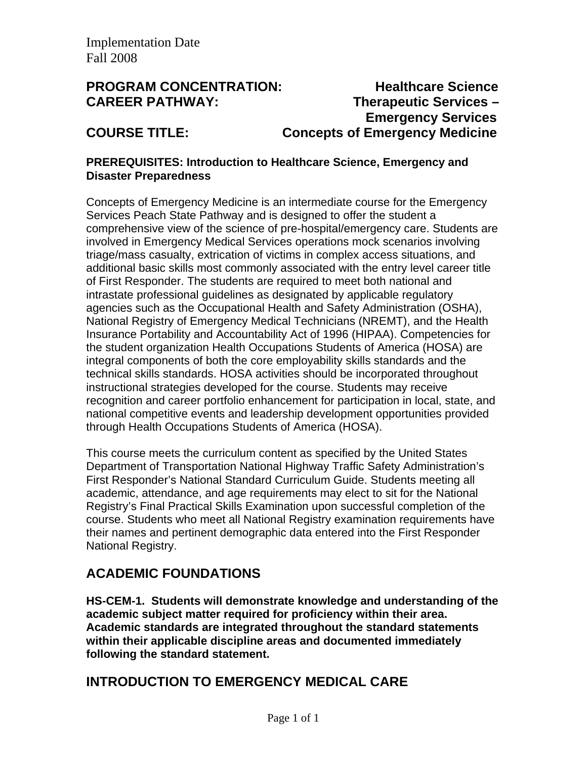Implementation Date
Fall 2008

**PROGRAM CONCENTRATION:** Healthcare Science
**CAREER PATHWAY:** Therapeutic Services – Emergency Services
**COURSE TITLE:** Concepts of Emergency Medicine

**PREREQUISITES: Introduction to Healthcare Science, Emergency and Disaster Preparedness**

Concepts of Emergency Medicine is an intermediate course for the Emergency Services Peach State Pathway and is designed to offer the student a comprehensive view of the science of pre-hospital/emergency care. Students are involved in Emergency Medical Services operations mock scenarios involving triage/mass casualty, extrication of victims in complex access situations, and additional basic skills most commonly associated with the entry level career title of First Responder. The students are required to meet both national and intrastate professional guidelines as designated by applicable regulatory agencies such as the Occupational Health and Safety Administration (OSHA), National Registry of Emergency Medical Technicians (NREMT), and the Health Insurance Portability and Accountability Act of 1996 (HIPAA). Competencies for the student organization Health Occupations Students of America (HOSA) are integral components of both the core employability skills standards and the technical skills standards. HOSA activities should be incorporated throughout instructional strategies developed for the course. Students may receive recognition and career portfolio enhancement for participation in local, state, and national competitive events and leadership development opportunities provided through Health Occupations Students of America (HOSA).

This course meets the curriculum content as specified by the United States Department of Transportation National Highway Traffic Safety Administration's First Responder's National Standard Curriculum Guide. Students meeting all academic, attendance, and age requirements may elect to sit for the National Registry's Final Practical Skills Examination upon successful completion of the course. Students who meet all National Registry examination requirements have their names and pertinent demographic data entered into the First Responder National Registry.

## ACADEMIC FOUNDATIONS

**HS-CEM-1. Students will demonstrate knowledge and understanding of the academic subject matter required for proficiency within their area. Academic standards are integrated throughout the standard statements within their applicable discipline areas and documented immediately following the standard statement.**

## INTRODUCTION TO EMERGENCY MEDICAL CARE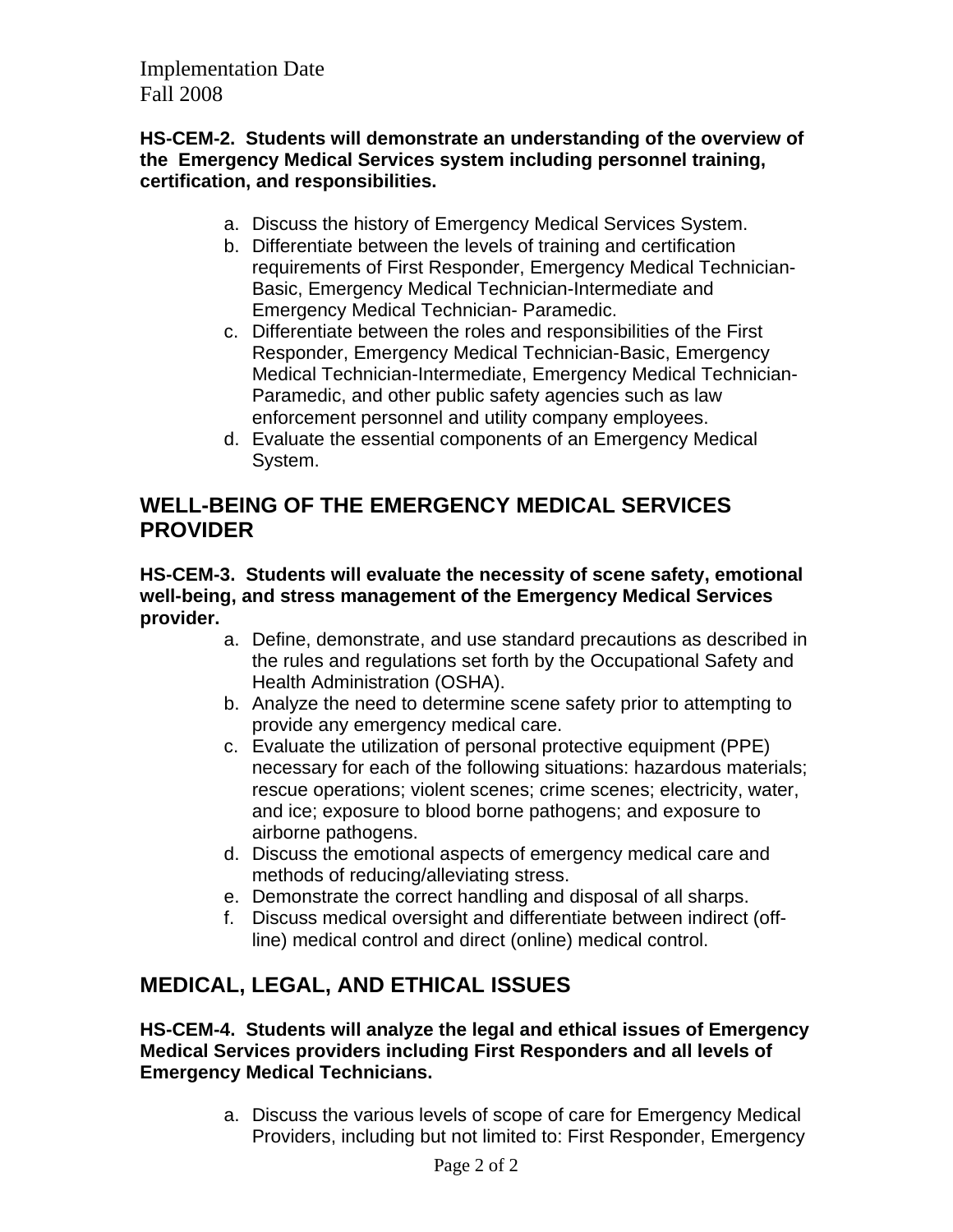Implementation Date
Fall 2008

**HS-CEM-2. Students will demonstrate an understanding of the overview of the Emergency Medical Services system including personnel training, certification, and responsibilities.**

a. Discuss the history of Emergency Medical Services System.
b. Differentiate between the levels of training and certification requirements of First Responder, Emergency Medical Technician-Basic, Emergency Medical Technician-Intermediate and Emergency Medical Technician- Paramedic.
c. Differentiate between the roles and responsibilities of the First Responder, Emergency Medical Technician-Basic, Emergency Medical Technician-Intermediate, Emergency Medical Technician-Paramedic, and other public safety agencies such as law enforcement personnel and utility company employees.
d. Evaluate the essential components of an Emergency Medical System.

## WELL-BEING OF THE EMERGENCY MEDICAL SERVICES PROVIDER

**HS-CEM-3. Students will evaluate the necessity of scene safety, emotional well-being, and stress management of the Emergency Medical Services provider.**

a. Define, demonstrate, and use standard precautions as described in the rules and regulations set forth by the Occupational Safety and Health Administration (OSHA).
b. Analyze the need to determine scene safety prior to attempting to provide any emergency medical care.
c. Evaluate the utilization of personal protective equipment (PPE) necessary for each of the following situations: hazardous materials; rescue operations; violent scenes; crime scenes; electricity, water, and ice; exposure to blood borne pathogens; and exposure to airborne pathogens.
d. Discuss the emotional aspects of emergency medical care and methods of reducing/alleviating stress.
e. Demonstrate the correct handling and disposal of all sharps.
f. Discuss medical oversight and differentiate between indirect (off-line) medical control and direct (online) medical control.

## MEDICAL, LEGAL, AND ETHICAL ISSUES

**HS-CEM-4. Students will analyze the legal and ethical issues of Emergency Medical Services providers including First Responders and all levels of Emergency Medical Technicians.**

a. Discuss the various levels of scope of care for Emergency Medical Providers, including but not limited to: First Responder, Emergency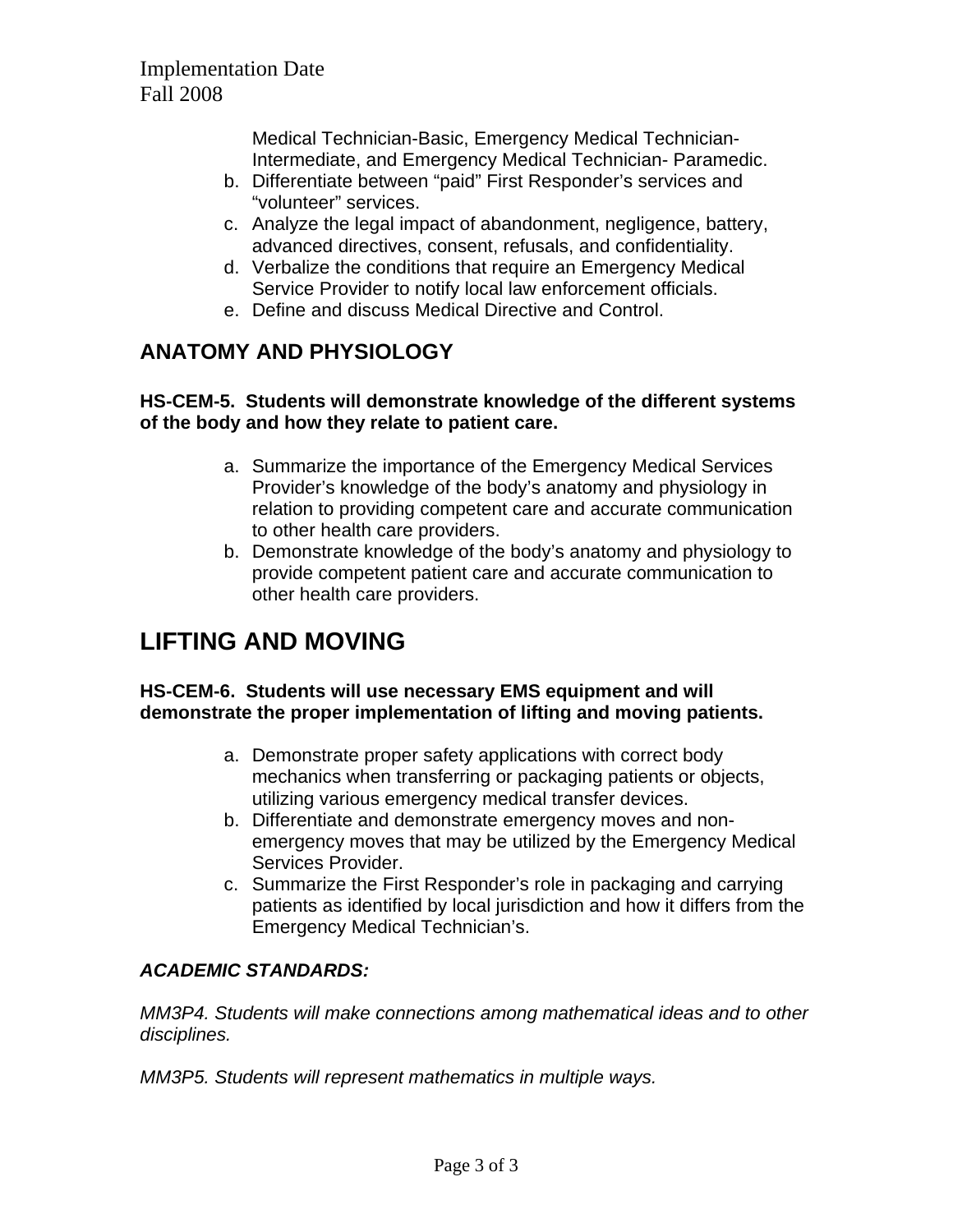Medical Technician-Basic, Emergency Medical Technician-Intermediate, and Emergency Medical Technician- Paramedic.

b. Differentiate between "paid" First Responder's services and "volunteer" services.
c. Analyze the legal impact of abandonment, negligence, battery, advanced directives, consent, refusals, and confidentiality.
d. Verbalize the conditions that require an Emergency Medical Service Provider to notify local law enforcement officials.
e. Define and discuss Medical Directive and Control.

## ANATOMY AND PHYSIOLOGY

**HS-CEM-5. Students will demonstrate knowledge of the different systems of the body and how they relate to patient care.**

a. Summarize the importance of the Emergency Medical Services Provider's knowledge of the body's anatomy and physiology in relation to providing competent care and accurate communication to other health care providers.
b. Demonstrate knowledge of the body's anatomy and physiology to provide competent patient care and accurate communication to other health care providers.

# LIFTING AND MOVING

**HS-CEM-6. Students will use necessary EMS equipment and will demonstrate the proper implementation of lifting and moving patients.**

a. Demonstrate proper safety applications with correct body mechanics when transferring or packaging patients or objects, utilizing various emergency medical transfer devices.
b. Differentiate and demonstrate emergency moves and non-emergency moves that may be utilized by the Emergency Medical Services Provider.
c. Summarize the First Responder's role in packaging and carrying patients as identified by local jurisdiction and how it differs from the Emergency Medical Technician's.

***ACADEMIC STANDARDS:***

*MM3P4. Students will make connections among mathematical ideas and to other disciplines.*

*MM3P5. Students will represent mathematics in multiple ways.*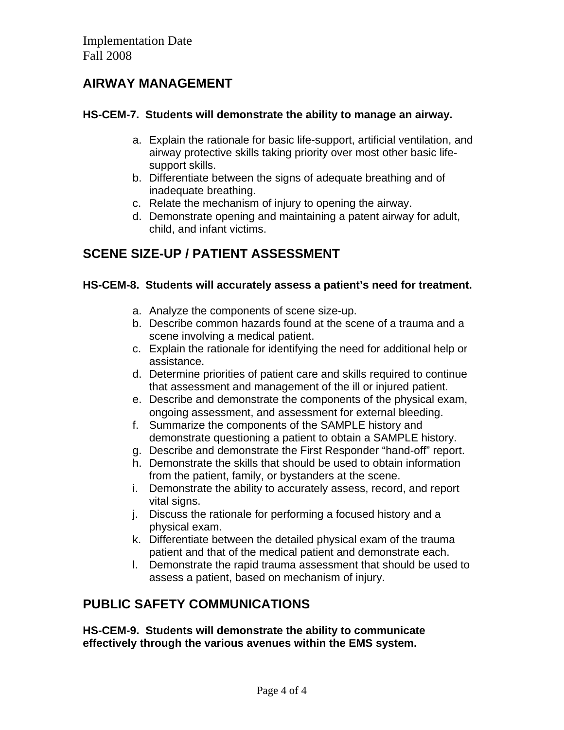Implementation Date
Fall 2008

## AIRWAY MANAGEMENT

**HS-CEM-7. Students will demonstrate the ability to manage an airway.**

a. Explain the rationale for basic life-support, artificial ventilation, and airway protective skills taking priority over most other basic life-support skills.
b. Differentiate between the signs of adequate breathing and of inadequate breathing.
c. Relate the mechanism of injury to opening the airway.
d. Demonstrate opening and maintaining a patent airway for adult, child, and infant victims.

## SCENE SIZE-UP / PATIENT ASSESSMENT

**HS-CEM-8. Students will accurately assess a patient's need for treatment.**

a. Analyze the components of scene size-up.
b. Describe common hazards found at the scene of a trauma and a scene involving a medical patient.
c. Explain the rationale for identifying the need for additional help or assistance.
d. Determine priorities of patient care and skills required to continue that assessment and management of the ill or injured patient.
e. Describe and demonstrate the components of the physical exam, ongoing assessment, and assessment for external bleeding.
f. Summarize the components of the SAMPLE history and demonstrate questioning a patient to obtain a SAMPLE history.
g. Describe and demonstrate the First Responder "hand-off" report.
h. Demonstrate the skills that should be used to obtain information from the patient, family, or bystanders at the scene.
i. Demonstrate the ability to accurately assess, record, and report vital signs.
j. Discuss the rationale for performing a focused history and a physical exam.
k. Differentiate between the detailed physical exam of the trauma patient and that of the medical patient and demonstrate each.
l. Demonstrate the rapid trauma assessment that should be used to assess a patient, based on mechanism of injury.

## PUBLIC SAFETY COMMUNICATIONS

**HS-CEM-9. Students will demonstrate the ability to communicate effectively through the various avenues within the EMS system.**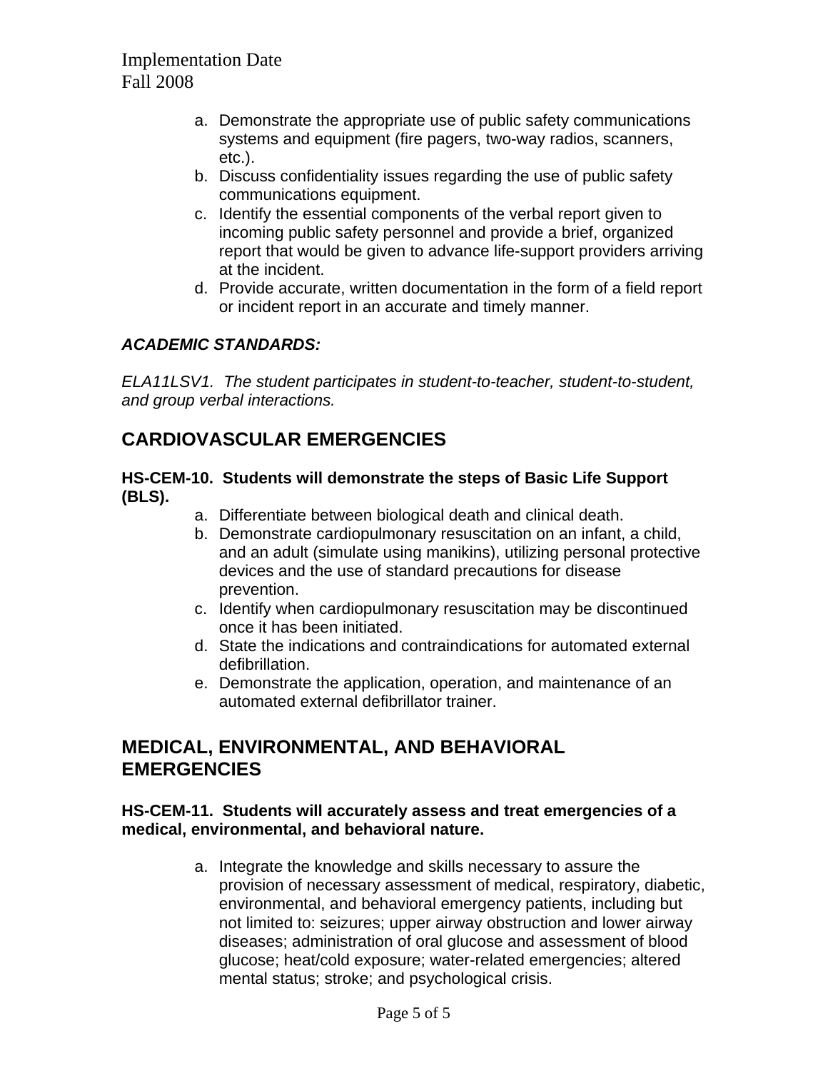a. Demonstrate the appropriate use of public safety communications systems and equipment (fire pagers, two-way radios, scanners, etc.).
b. Discuss confidentiality issues regarding the use of public safety communications equipment.
c. Identify the essential components of the verbal report given to incoming public safety personnel and provide a brief, organized report that would be given to advance life-support providers arriving at the incident.
d. Provide accurate, written documentation in the form of a field report or incident report in an accurate and timely manner.

***ACADEMIC STANDARDS:***

*ELA11LSV1. The student participates in student-to-teacher, student-to-student, and group verbal interactions.*

## CARDIOVASCULAR EMERGENCIES

**HS-CEM-10. Students will demonstrate the steps of Basic Life Support (BLS).**

a. Differentiate between biological death and clinical death.
b. Demonstrate cardiopulmonary resuscitation on an infant, a child, and an adult (simulate using manikins), utilizing personal protective devices and the use of standard precautions for disease prevention.
c. Identify when cardiopulmonary resuscitation may be discontinued once it has been initiated.
d. State the indications and contraindications for automated external defibrillation.
e. Demonstrate the application, operation, and maintenance of an automated external defibrillator trainer.

## MEDICAL, ENVIRONMENTAL, AND BEHAVIORAL EMERGENCIES

**HS-CEM-11. Students will accurately assess and treat emergencies of a medical, environmental, and behavioral nature.**

a. Integrate the knowledge and skills necessary to assure the provision of necessary assessment of medical, respiratory, diabetic, environmental, and behavioral emergency patients, including but not limited to: seizures; upper airway obstruction and lower airway diseases; administration of oral glucose and assessment of blood glucose; heat/cold exposure; water-related emergencies; altered mental status; stroke; and psychological crisis.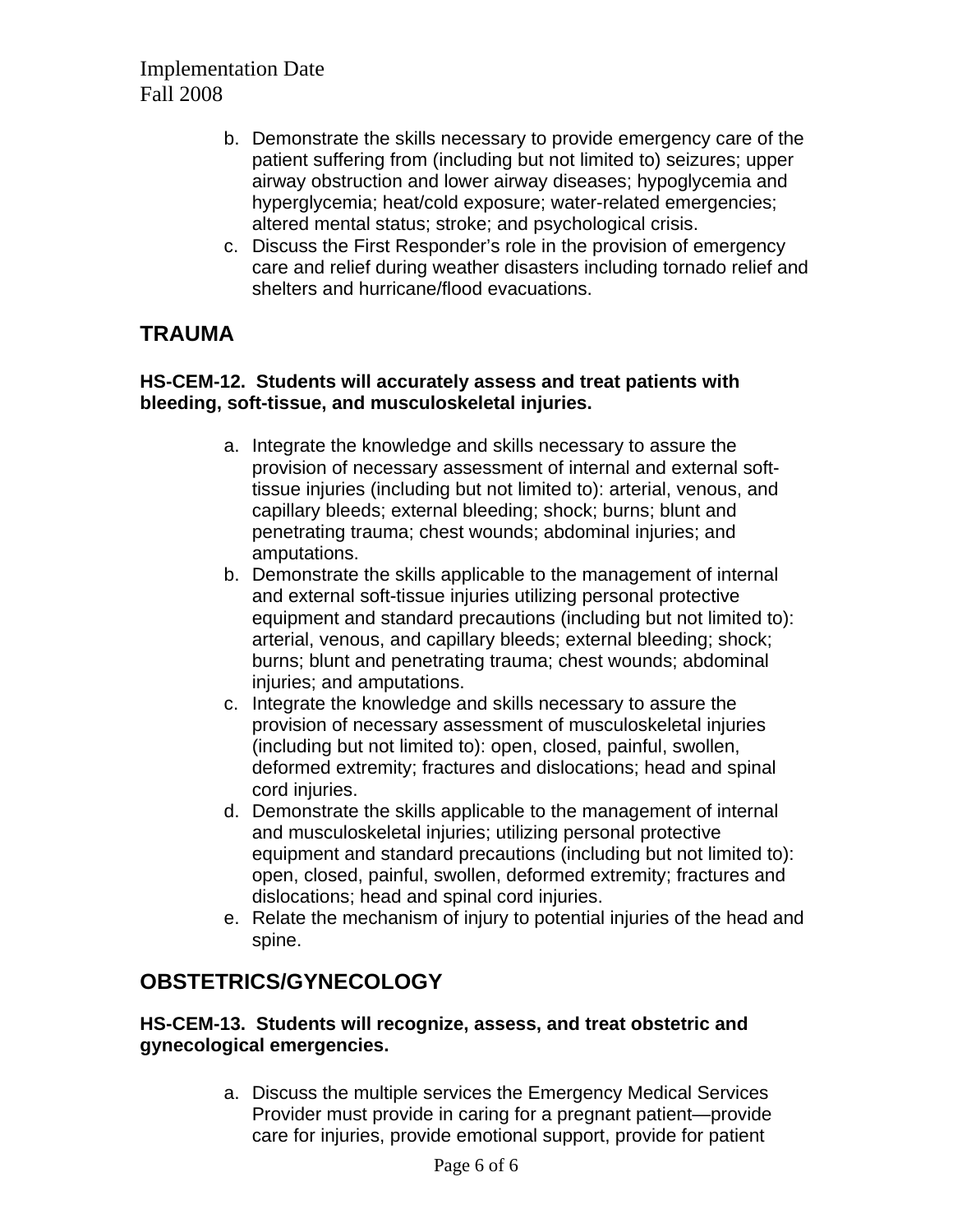b. Demonstrate the skills necessary to provide emergency care of the patient suffering from (including but not limited to) seizures; upper airway obstruction and lower airway diseases; hypoglycemia and hyperglycemia; heat/cold exposure; water-related emergencies; altered mental status; stroke; and psychological crisis.
c. Discuss the First Responder's role in the provision of emergency care and relief during weather disasters including tornado relief and shelters and hurricane/flood evacuations.

## TRAUMA

**HS-CEM-12. Students will accurately assess and treat patients with bleeding, soft-tissue, and musculoskeletal injuries.**

a. Integrate the knowledge and skills necessary to assure the provision of necessary assessment of internal and external soft-tissue injuries (including but not limited to): arterial, venous, and capillary bleeds; external bleeding; shock; burns; blunt and penetrating trauma; chest wounds; abdominal injuries; and amputations.
b. Demonstrate the skills applicable to the management of internal and external soft-tissue injuries utilizing personal protective equipment and standard precautions (including but not limited to): arterial, venous, and capillary bleeds; external bleeding; shock; burns; blunt and penetrating trauma; chest wounds; abdominal injuries; and amputations.
c. Integrate the knowledge and skills necessary to assure the provision of necessary assessment of musculoskeletal injuries (including but not limited to): open, closed, painful, swollen, deformed extremity; fractures and dislocations; head and spinal cord injuries.
d. Demonstrate the skills applicable to the management of internal and musculoskeletal injuries; utilizing personal protective equipment and standard precautions (including but not limited to): open, closed, painful, swollen, deformed extremity; fractures and dislocations; head and spinal cord injuries.
e. Relate the mechanism of injury to potential injuries of the head and spine.

## OBSTETRICS/GYNECOLOGY

**HS-CEM-13. Students will recognize, assess, and treat obstetric and gynecological emergencies.**

a. Discuss the multiple services the Emergency Medical Services Provider must provide in caring for a pregnant patient—provide care for injuries, provide emotional support, provide for patient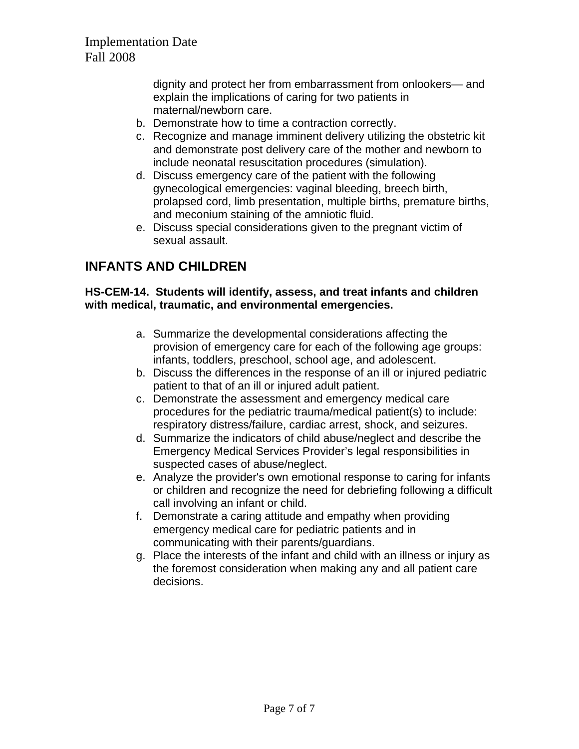dignity and protect her from embarrassment from onlookers— and explain the implications of caring for two patients in maternal/newborn care.

b. Demonstrate how to time a contraction correctly.
c. Recognize and manage imminent delivery utilizing the obstetric kit and demonstrate post delivery care of the mother and newborn to include neonatal resuscitation procedures (simulation).
d. Discuss emergency care of the patient with the following gynecological emergencies: vaginal bleeding, breech birth, prolapsed cord, limb presentation, multiple births, premature births, and meconium staining of the amniotic fluid.
e. Discuss special considerations given to the pregnant victim of sexual assault.

## INFANTS AND CHILDREN

**HS-CEM-14. Students will identify, assess, and treat infants and children with medical, traumatic, and environmental emergencies.**

a. Summarize the developmental considerations affecting the provision of emergency care for each of the following age groups: infants, toddlers, preschool, school age, and adolescent.
b. Discuss the differences in the response of an ill or injured pediatric patient to that of an ill or injured adult patient.
c. Demonstrate the assessment and emergency medical care procedures for the pediatric trauma/medical patient(s) to include: respiratory distress/failure, cardiac arrest, shock, and seizures.
d. Summarize the indicators of child abuse/neglect and describe the Emergency Medical Services Provider's legal responsibilities in suspected cases of abuse/neglect.
e. Analyze the provider's own emotional response to caring for infants or children and recognize the need for debriefing following a difficult call involving an infant or child.
f. Demonstrate a caring attitude and empathy when providing emergency medical care for pediatric patients and in communicating with their parents/guardians.
g. Place the interests of the infant and child with an illness or injury as the foremost consideration when making any and all patient care decisions.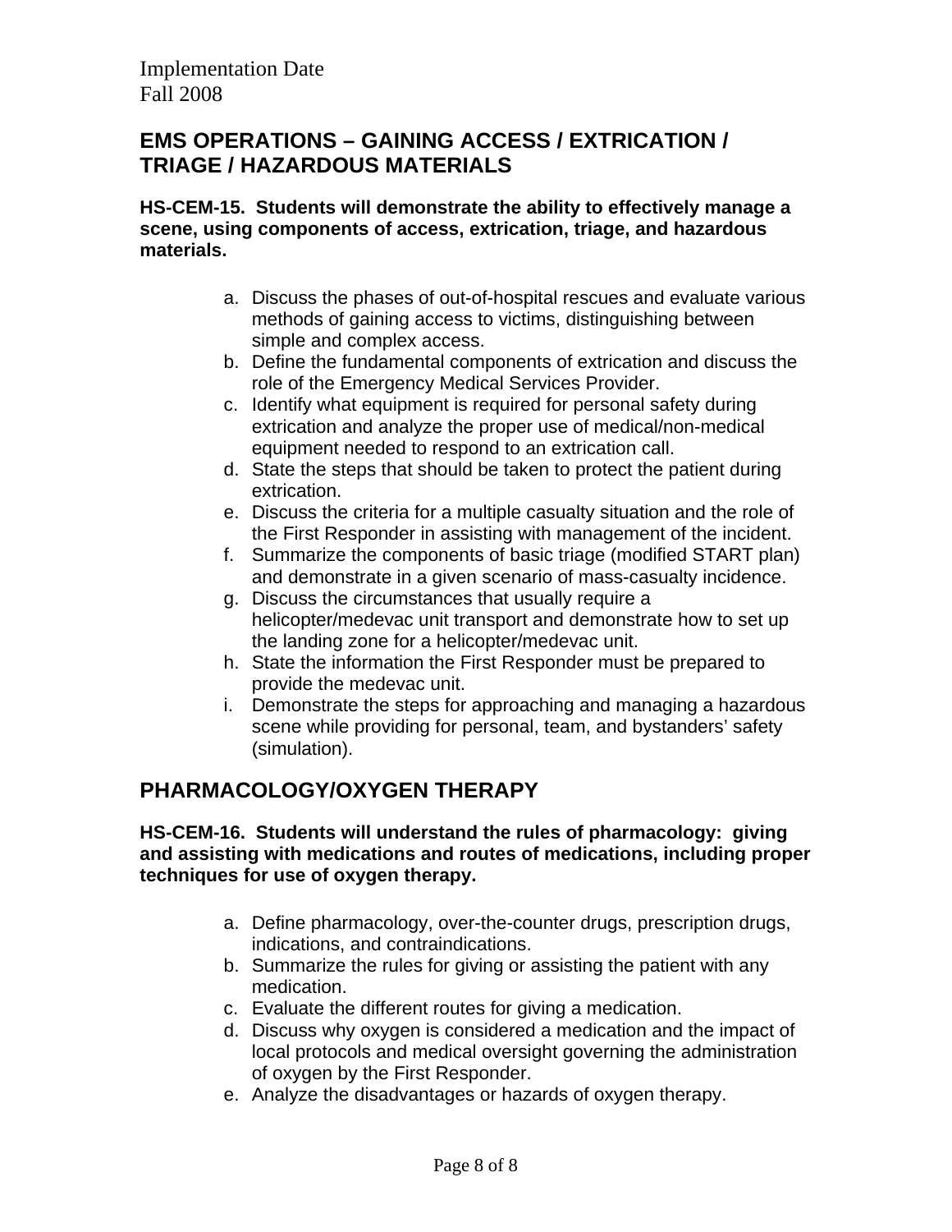Implementation Date
Fall 2008

## EMS OPERATIONS – GAINING ACCESS / EXTRICATION / TRIAGE / HAZARDOUS MATERIALS

**HS-CEM-15. Students will demonstrate the ability to effectively manage a scene, using components of access, extrication, triage, and hazardous materials.**

a. Discuss the phases of out-of-hospital rescues and evaluate various methods of gaining access to victims, distinguishing between simple and complex access.
b. Define the fundamental components of extrication and discuss the role of the Emergency Medical Services Provider.
c. Identify what equipment is required for personal safety during extrication and analyze the proper use of medical/non-medical equipment needed to respond to an extrication call.
d. State the steps that should be taken to protect the patient during extrication.
e. Discuss the criteria for a multiple casualty situation and the role of the First Responder in assisting with management of the incident.
f. Summarize the components of basic triage (modified START plan) and demonstrate in a given scenario of mass-casualty incidence.
g. Discuss the circumstances that usually require a helicopter/medevac unit transport and demonstrate how to set up the landing zone for a helicopter/medevac unit.
h. State the information the First Responder must be prepared to provide the medevac unit.
i. Demonstrate the steps for approaching and managing a hazardous scene while providing for personal, team, and bystanders' safety (simulation).

## PHARMACOLOGY/OXYGEN THERAPY

**HS-CEM-16. Students will understand the rules of pharmacology: giving and assisting with medications and routes of medications, including proper techniques for use of oxygen therapy.**

a. Define pharmacology, over-the-counter drugs, prescription drugs, indications, and contraindications.
b. Summarize the rules for giving or assisting the patient with any medication.
c. Evaluate the different routes for giving a medication.
d. Discuss why oxygen is considered a medication and the impact of local protocols and medical oversight governing the administration of oxygen by the First Responder.
e. Analyze the disadvantages or hazards of oxygen therapy.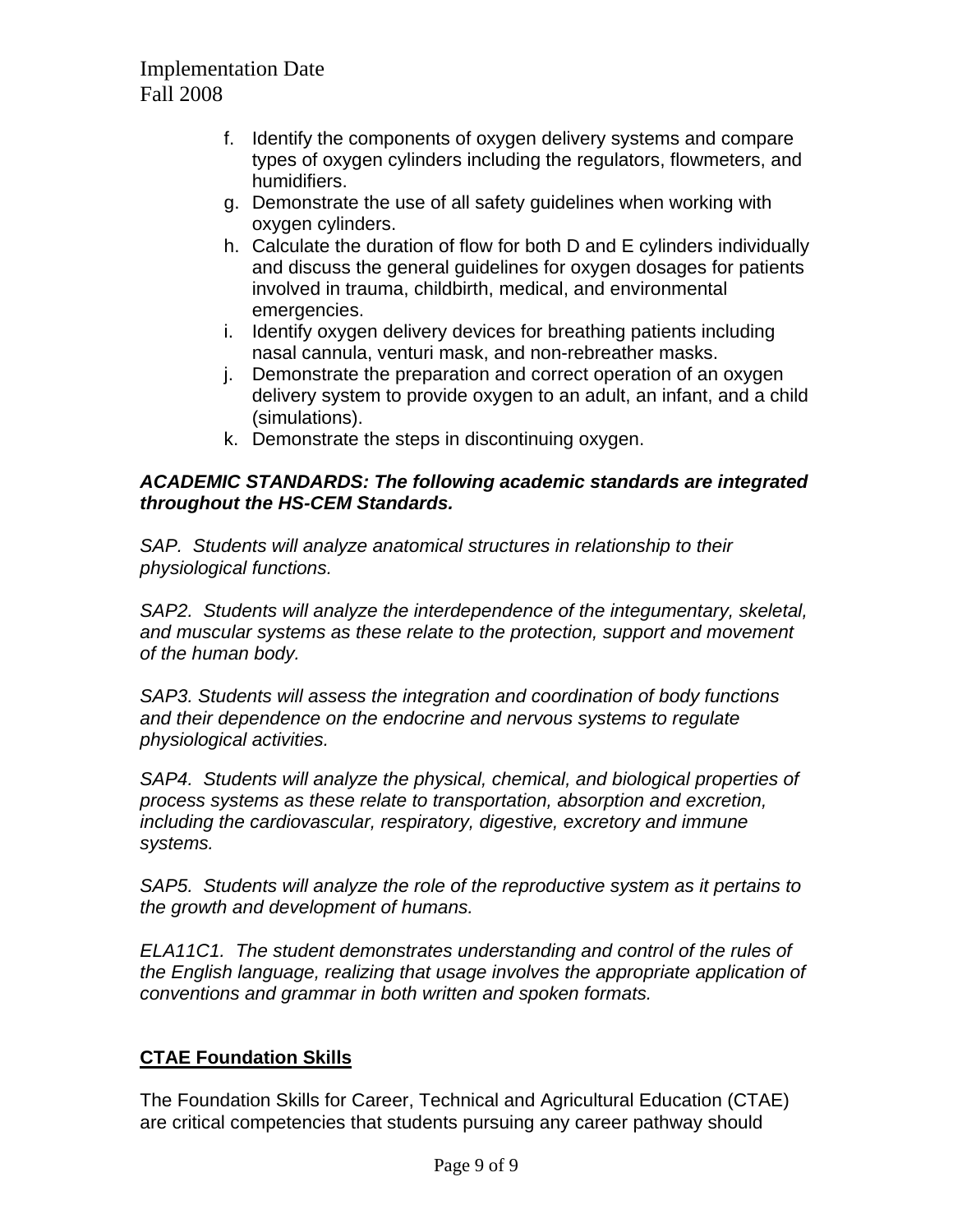f. Identify the components of oxygen delivery systems and compare types of oxygen cylinders including the regulators, flowmeters, and humidifiers.
g. Demonstrate the use of all safety guidelines when working with oxygen cylinders.
h. Calculate the duration of flow for both D and E cylinders individually and discuss the general guidelines for oxygen dosages for patients involved in trauma, childbirth, medical, and environmental emergencies.
i. Identify oxygen delivery devices for breathing patients including nasal cannula, venturi mask, and non-rebreather masks.
j. Demonstrate the preparation and correct operation of an oxygen delivery system to provide oxygen to an adult, an infant, and a child (simulations).
k. Demonstrate the steps in discontinuing oxygen.

***ACADEMIC STANDARDS: The following academic standards are integrated throughout the HS-CEM Standards.***

*SAP. Students will analyze anatomical structures in relationship to their physiological functions.*

*SAP2. Students will analyze the interdependence of the integumentary, skeletal, and muscular systems as these relate to the protection, support and movement of the human body.*

*SAP3. Students will assess the integration and coordination of body functions and their dependence on the endocrine and nervous systems to regulate physiological activities.*

*SAP4. Students will analyze the physical, chemical, and biological properties of process systems as these relate to transportation, absorption and excretion, including the cardiovascular, respiratory, digestive, excretory and immune systems.*

*SAP5. Students will analyze the role of the reproductive system as it pertains to the growth and development of humans.*

*ELA11C1. The student demonstrates understanding and control of the rules of the English language, realizing that usage involves the appropriate application of conventions and grammar in both written and spoken formats.*

## CTAE Foundation Skills

The Foundation Skills for Career, Technical and Agricultural Education (CTAE) are critical competencies that students pursuing any career pathway should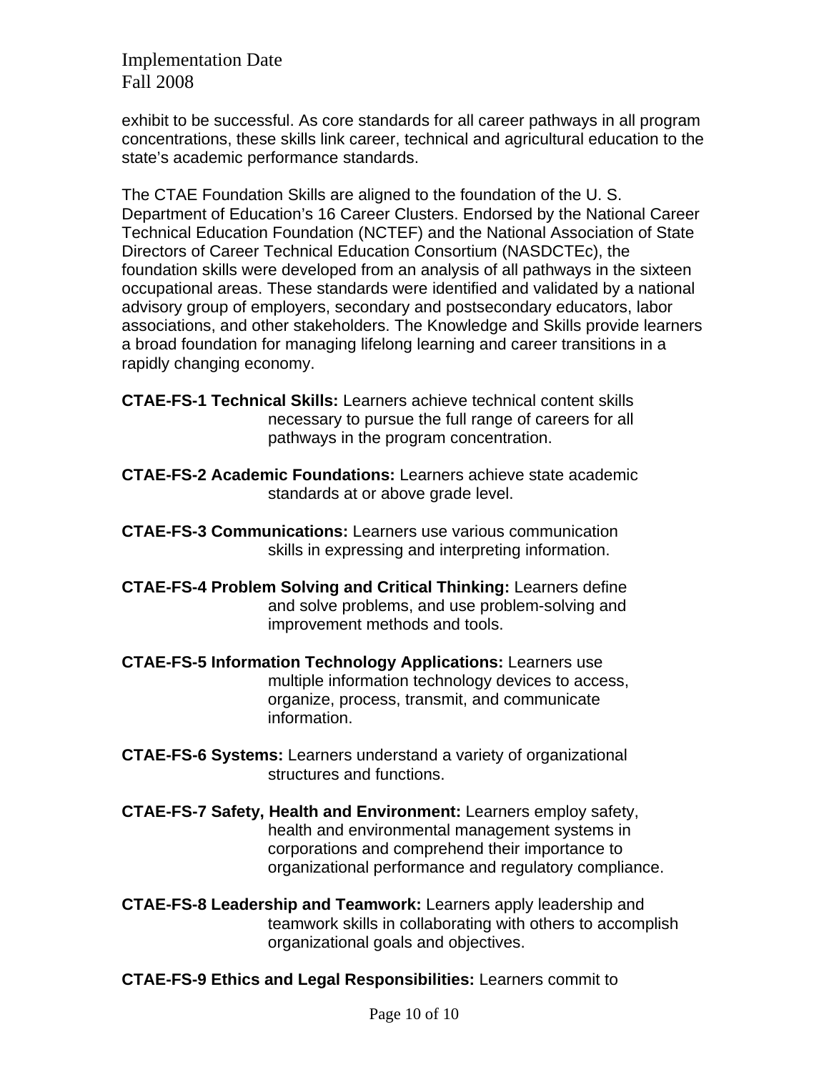exhibit to be successful. As core standards for all career pathways in all program concentrations, these skills link career, technical and agricultural education to the state's academic performance standards.

The CTAE Foundation Skills are aligned to the foundation of the U. S. Department of Education's 16 Career Clusters. Endorsed by the National Career Technical Education Foundation (NCTEF) and the National Association of State Directors of Career Technical Education Consortium (NASDCTEc), the foundation skills were developed from an analysis of all pathways in the sixteen occupational areas. These standards were identified and validated by a national advisory group of employers, secondary and postsecondary educators, labor associations, and other stakeholders. The Knowledge and Skills provide learners a broad foundation for managing lifelong learning and career transitions in a rapidly changing economy.

**CTAE-FS-1 Technical Skills:** Learners achieve technical content skills necessary to pursue the full range of careers for all pathways in the program concentration.

**CTAE-FS-2 Academic Foundations:** Learners achieve state academic standards at or above grade level.

**CTAE-FS-3 Communications:** Learners use various communication skills in expressing and interpreting information.

**CTAE-FS-4 Problem Solving and Critical Thinking:** Learners define and solve problems, and use problem-solving and improvement methods and tools.

**CTAE-FS-5 Information Technology Applications:** Learners use multiple information technology devices to access, organize, process, transmit, and communicate information.

**CTAE-FS-6 Systems:** Learners understand a variety of organizational structures and functions.

**CTAE-FS-7 Safety, Health and Environment:** Learners employ safety, health and environmental management systems in corporations and comprehend their importance to organizational performance and regulatory compliance.

**CTAE-FS-8 Leadership and Teamwork:** Learners apply leadership and teamwork skills in collaborating with others to accomplish organizational goals and objectives.

**CTAE-FS-9 Ethics and Legal Responsibilities:** Learners commit to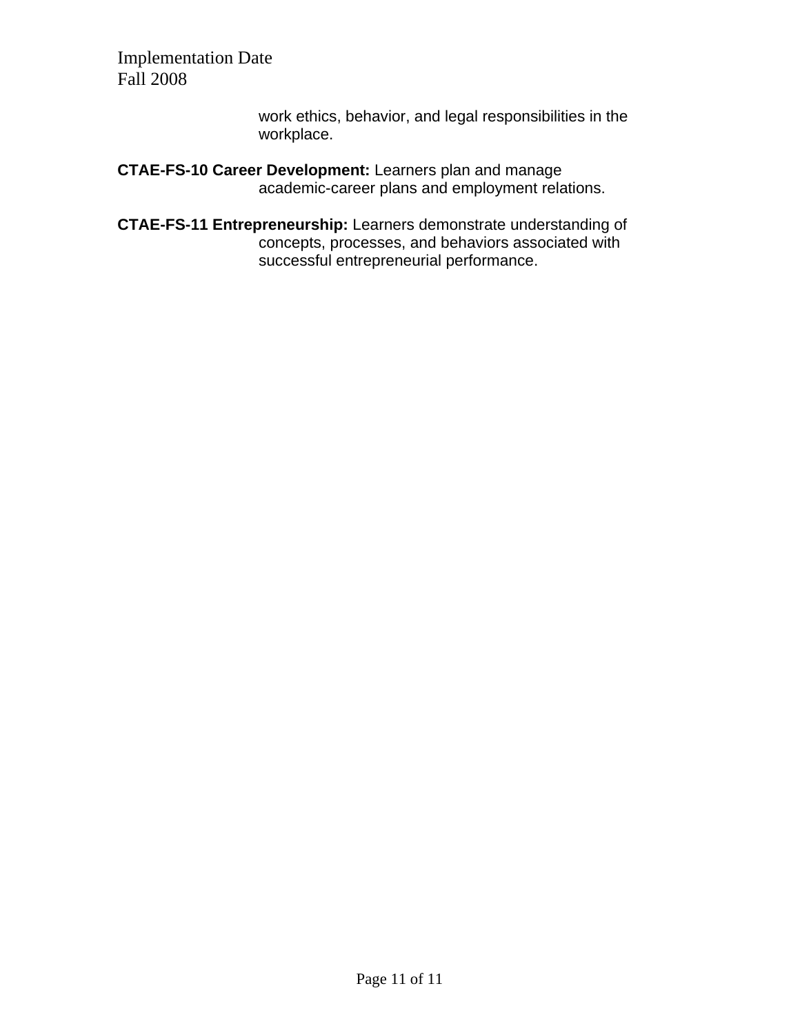work ethics, behavior, and legal responsibilities in the workplace.

**CTAE-FS-10 Career Development:** Learners plan and manage academic-career plans and employment relations.

**CTAE-FS-11 Entrepreneurship:** Learners demonstrate understanding of concepts, processes, and behaviors associated with successful entrepreneurial performance.